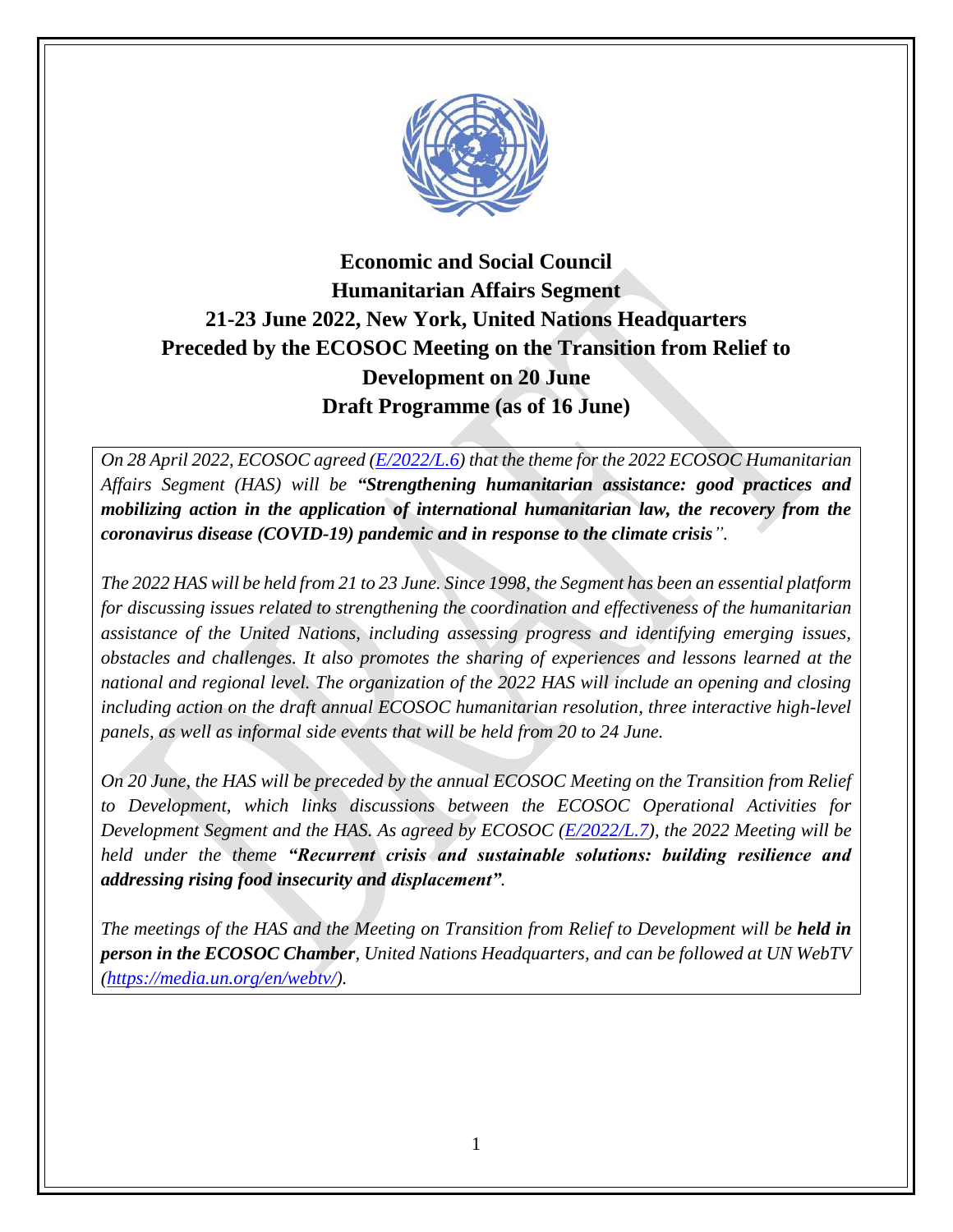# Economic and Social Council
# Humanitarian Affairs Segment
# 21-23 June 2022, New York, United Nations Headquarters
# Preceded by the ECOSOC Meeting on the Transition from Relief to Development on 20 June
# Draft Programme (as of 16 June)

*On 28 April 2022, ECOSOC agreed ([E/2022/L.6](E/2022/L.6)) that the theme for the 2022 ECOSOC Humanitarian Affairs Segment (HAS) will be **"Strengthening humanitarian assistance: good practices and mobilizing action in the application of international humanitarian law, the recovery from the coronavirus disease (COVID-19) pandemic and in response to the climate crisis**".*

*The 2022 HAS will be held from 21 to 23 June. Since 1998, the Segment has been an essential platform for discussing issues related to strengthening the coordination and effectiveness of the humanitarian assistance of the United Nations, including assessing progress and identifying emerging issues, obstacles and challenges. It also promotes the sharing of experiences and lessons learned at the national and regional level. The organization of the 2022 HAS will include an opening and closing including action on the draft annual ECOSOC humanitarian resolution, three interactive high-level panels, as well as informal side events that will be held from 20 to 24 June.*

*On 20 June, the HAS will be preceded by the annual ECOSOC Meeting on the Transition from Relief to Development, which links discussions between the ECOSOC Operational Activities for Development Segment and the HAS. As agreed by ECOSOC ([E/2022/L.7](E/2022/L.7)), the 2022 Meeting will be held under the theme **"Recurrent crisis and sustainable solutions: building resilience and addressing rising food insecurity and displacement"**.*

*The meetings of the HAS and the Meeting on Transition from Relief to Development will be **held in person in the ECOSOC Chamber**, United Nations Headquarters, and can be followed at UN WebTV ([https://media.un.org/en/webtv/](https://media.un.org/en/webtv/)).*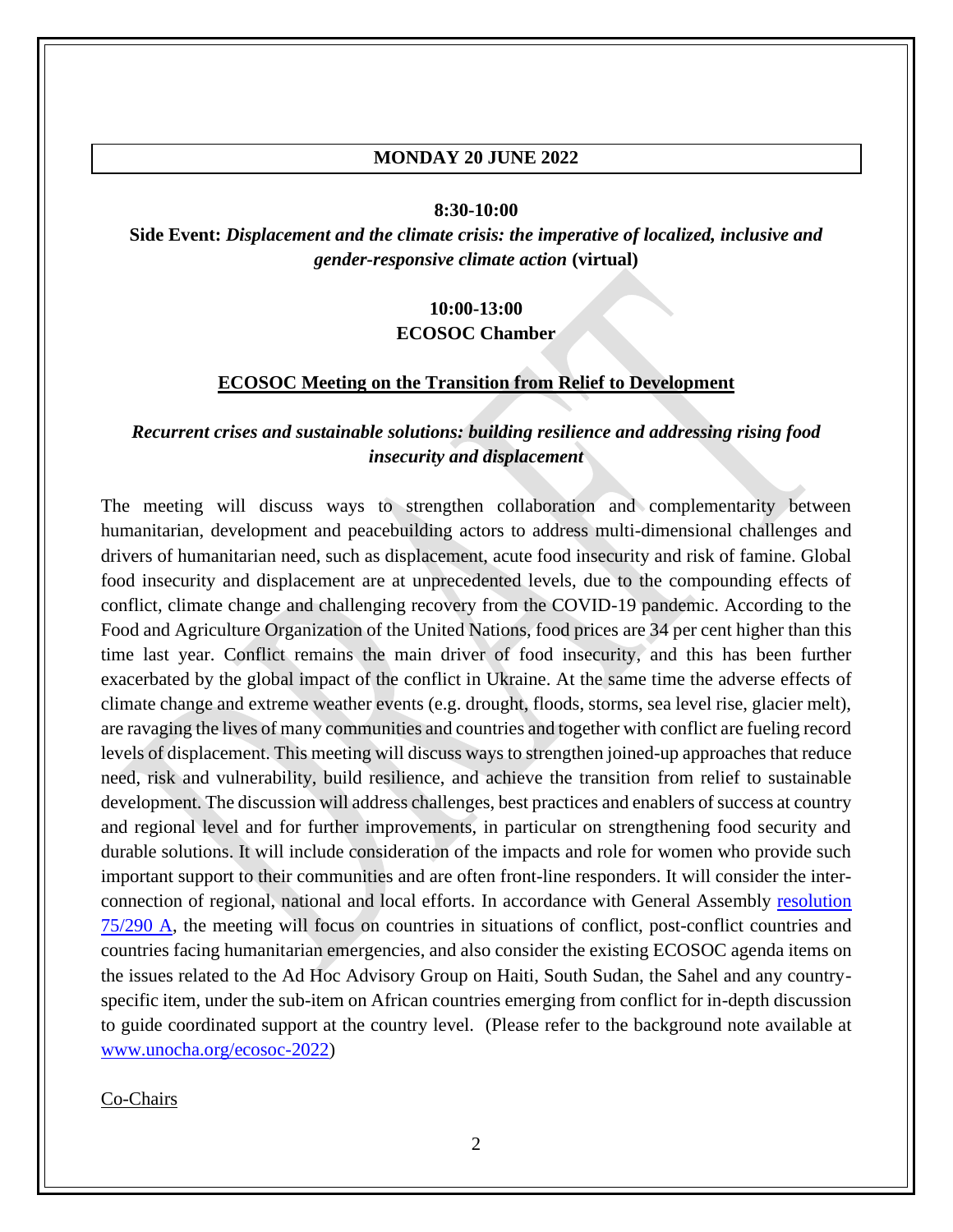## MONDAY 20 JUNE 2022

**8:30-10:00**

**Side Event:** ***Displacement and the climate crisis: the imperative of localized, inclusive and gender-responsive climate action*** **(virtual)**

**10:00-13:00**
**ECOSOC Chamber**

## ECOSOC Meeting on the Transition from Relief to Development

***Recurrent crises and sustainable solutions: building resilience and addressing rising food insecurity and displacement***

The meeting will discuss ways to strengthen collaboration and complementarity between humanitarian, development and peacebuilding actors to address multi-dimensional challenges and drivers of humanitarian need, such as displacement, acute food insecurity and risk of famine. Global food insecurity and displacement are at unprecedented levels, due to the compounding effects of conflict, climate change and challenging recovery from the COVID-19 pandemic. According to the Food and Agriculture Organization of the United Nations, food prices are 34 per cent higher than this time last year. Conflict remains the main driver of food insecurity, and this has been further exacerbated by the global impact of the conflict in Ukraine. At the same time the adverse effects of climate change and extreme weather events (e.g. drought, floods, storms, sea level rise, glacier melt), are ravaging the lives of many communities and countries and together with conflict are fueling record levels of displacement. This meeting will discuss ways to strengthen joined-up approaches that reduce need, risk and vulnerability, build resilience, and achieve the transition from relief to sustainable development. The discussion will address challenges, best practices and enablers of success at country and regional level and for further improvements, in particular on strengthening food security and durable solutions. It will include consideration of the impacts and role for women who provide such important support to their communities and are often front-line responders. It will consider the inter-connection of regional, national and local efforts. In accordance with General Assembly resolution 75/290 A, the meeting will focus on countries in situations of conflict, post-conflict countries and countries facing humanitarian emergencies, and also consider the existing ECOSOC agenda items on the issues related to the Ad Hoc Advisory Group on Haiti, South Sudan, the Sahel and any country-specific item, under the sub-item on African countries emerging from conflict for in-depth discussion to guide coordinated support at the country level. (Please refer to the background note available at www.unocha.org/ecosoc-2022)

Co-Chairs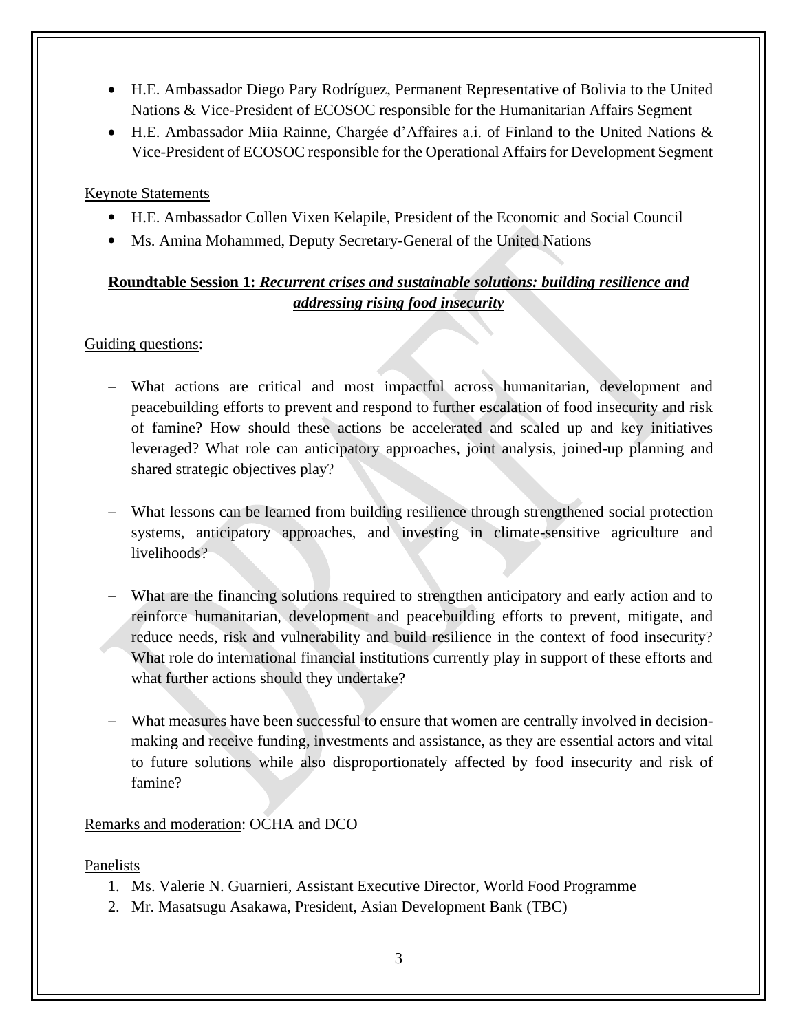- H.E. Ambassador Diego Pary Rodríguez, Permanent Representative of Bolivia to the United Nations & Vice-President of ECOSOC responsible for the Humanitarian Affairs Segment
- H.E. Ambassador Miia Rainne, Chargée d'Affaires a.i. of Finland to the United Nations & Vice-President of ECOSOC responsible for the Operational Affairs for Development Segment

Keynote Statements

- H.E. Ambassador Collen Vixen Kelapile, President of the Economic and Social Council
- Ms. Amina Mohammed, Deputy Secretary-General of the United Nations

**Roundtable Session 1: *Recurrent crises and sustainable solutions: building resilience and addressing rising food insecurity***

Guiding questions:

- What actions are critical and most impactful across humanitarian, development and peacebuilding efforts to prevent and respond to further escalation of food insecurity and risk of famine? How should these actions be accelerated and scaled up and key initiatives leveraged? What role can anticipatory approaches, joint analysis, joined-up planning and shared strategic objectives play?

- What lessons can be learned from building resilience through strengthened social protection systems, anticipatory approaches, and investing in climate-sensitive agriculture and livelihoods?

- What are the financing solutions required to strengthen anticipatory and early action and to reinforce humanitarian, development and peacebuilding efforts to prevent, mitigate, and reduce needs, risk and vulnerability and build resilience in the context of food insecurity? What role do international financial institutions currently play in support of these efforts and what further actions should they undertake?

- What measures have been successful to ensure that women are centrally involved in decision-making and receive funding, investments and assistance, as they are essential actors and vital to future solutions while also disproportionately affected by food insecurity and risk of famine?

Remarks and moderation: OCHA and DCO

Panelists

1. Ms. Valerie N. Guarnieri, Assistant Executive Director, World Food Programme
2. Mr. Masatsugu Asakawa, President, Asian Development Bank (TBC)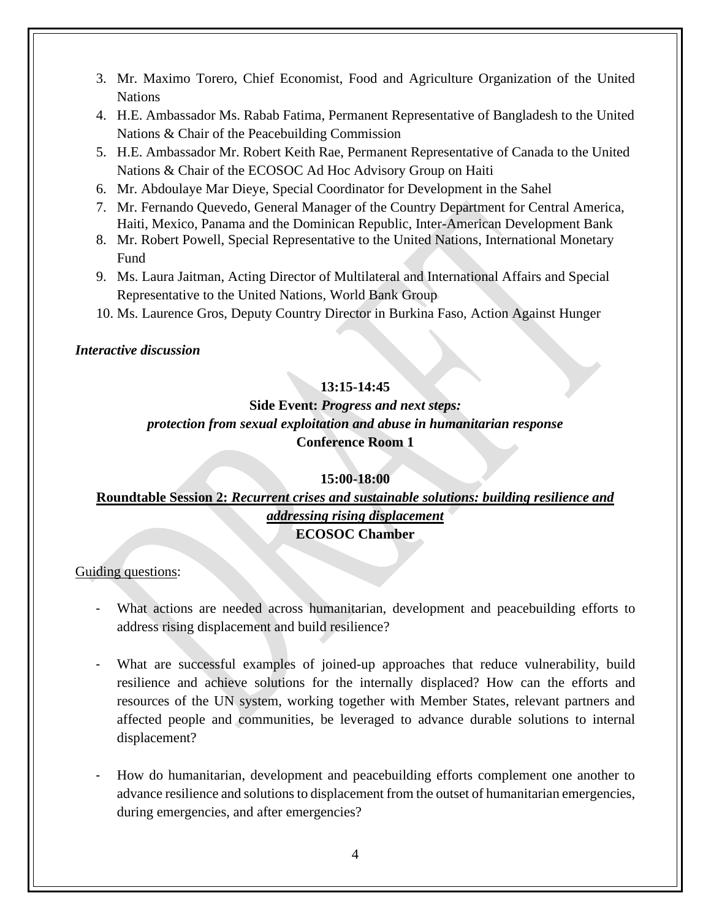3. Mr. Maximo Torero, Chief Economist, Food and Agriculture Organization of the United Nations
4. H.E. Ambassador Ms. Rabab Fatima, Permanent Representative of Bangladesh to the United Nations & Chair of the Peacebuilding Commission
5. H.E. Ambassador Mr. Robert Keith Rae, Permanent Representative of Canada to the United Nations & Chair of the ECOSOC Ad Hoc Advisory Group on Haiti
6. Mr. Abdoulaye Mar Dieye, Special Coordinator for Development in the Sahel
7. Mr. Fernando Quevedo, General Manager of the Country Department for Central America, Haiti, Mexico, Panama and the Dominican Republic, Inter-American Development Bank
8. Mr. Robert Powell, Special Representative to the United Nations, International Monetary Fund
9. Ms. Laura Jaitman, Acting Director of Multilateral and International Affairs and Special Representative to the United Nations, World Bank Group
10. Ms. Laurence Gros, Deputy Country Director in Burkina Faso, Action Against Hunger

***Interactive discussion***

**13:15-14:45**

**Side Event:** ***Progress and next steps: protection from sexual exploitation and abuse in humanitarian response***

**Conference Room 1**

**15:00-18:00**

**Roundtable Session 2:** ***Recurrent crises and sustainable solutions: building resilience and addressing rising displacement***

**ECOSOC Chamber**

Guiding questions:

- What actions are needed across humanitarian, development and peacebuilding efforts to address rising displacement and build resilience?

- What are successful examples of joined-up approaches that reduce vulnerability, build resilience and achieve solutions for the internally displaced? How can the efforts and resources of the UN system, working together with Member States, relevant partners and affected people and communities, be leveraged to advance durable solutions to internal displacement?

- How do humanitarian, development and peacebuilding efforts complement one another to advance resilience and solutions to displacement from the outset of humanitarian emergencies, during emergencies, and after emergencies?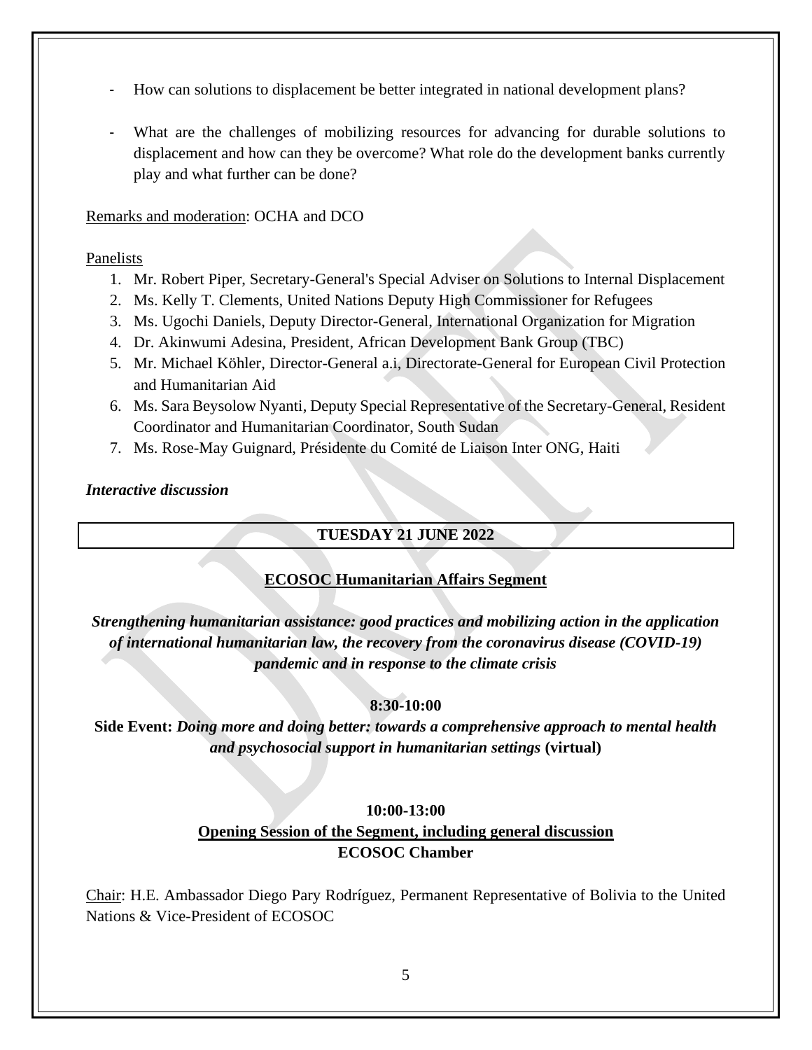- How can solutions to displacement be better integrated in national development plans?

- What are the challenges of mobilizing resources for advancing for durable solutions to displacement and how can they be overcome? What role do the development banks currently play and what further can be done?

Remarks and moderation: OCHA and DCO

Panelists

1. Mr. Robert Piper, Secretary-General's Special Adviser on Solutions to Internal Displacement
2. Ms. Kelly T. Clements, United Nations Deputy High Commissioner for Refugees
3. Ms. Ugochi Daniels, Deputy Director-General, International Organization for Migration
4. Dr. Akinwumi Adesina, President, African Development Bank Group (TBC)
5. Mr. Michael Köhler, Director-General a.i, Directorate-General for European Civil Protection and Humanitarian Aid
6. Ms. Sara Beysolow Nyanti, Deputy Special Representative of the Secretary-General, Resident Coordinator and Humanitarian Coordinator, South Sudan
7. Ms. Rose-May Guignard, Présidente du Comité de Liaison Inter ONG, Haiti

***Interactive discussion***

## TUESDAY 21 JUNE 2022

### ECOSOC Humanitarian Affairs Segment

***Strengthening humanitarian assistance: good practices and mobilizing action in the application of international humanitarian law, the recovery from the coronavirus disease (COVID-19) pandemic and in response to the climate crisis***

**8:30-10:00**

**Side Event:** ***Doing more and doing better: towards a comprehensive approach to mental health and psychosocial support in humanitarian settings*** **(virtual)**

**10:00-13:00**

**Opening Session of the Segment, including general discussion**

**ECOSOC Chamber**

Chair: H.E. Ambassador Diego Pary Rodríguez, Permanent Representative of Bolivia to the United Nations & Vice-President of ECOSOC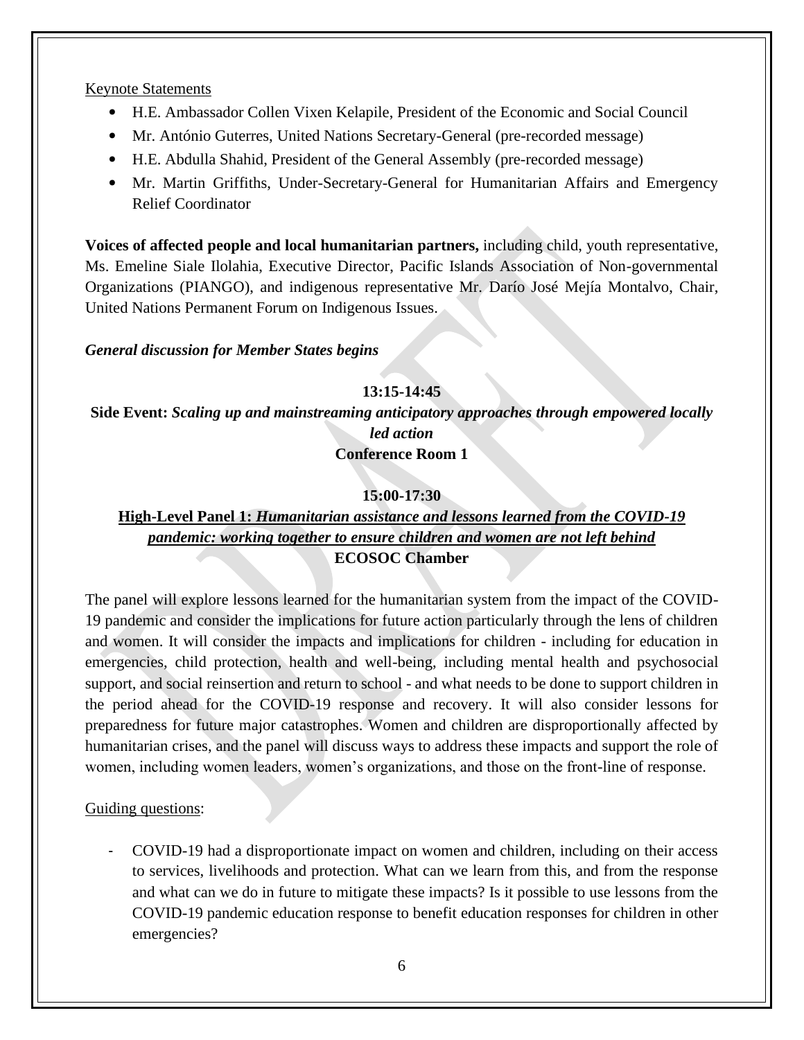<u>Keynote Statements</u>

- H.E. Ambassador Collen Vixen Kelapile, President of the Economic and Social Council
- Mr. António Guterres, United Nations Secretary-General (pre-recorded message)
- H.E. Abdulla Shahid, President of the General Assembly (pre-recorded message)
- Mr. Martin Griffiths, Under-Secretary-General for Humanitarian Affairs and Emergency Relief Coordinator

**Voices of affected people and local humanitarian partners,** including child, youth representative, Ms. Emeline Siale Ilolahia, Executive Director, Pacific Islands Association of Non-governmental Organizations (PIANGO), and indigenous representative Mr. Darío José Mejía Montalvo, Chair, United Nations Permanent Forum on Indigenous Issues.

***General discussion for Member States begins***

**13:15-14:45**

**Side Event:** ***Scaling up and mainstreaming anticipatory approaches through empowered locally led action***

**Conference Room 1**

**15:00-17:30**

**<u>High-Level Panel 1: *Humanitarian assistance and lessons learned from the COVID-19 pandemic: working together to ensure children and women are not left behind*</u>**

**ECOSOC Chamber**

The panel will explore lessons learned for the humanitarian system from the impact of the COVID-19 pandemic and consider the implications for future action particularly through the lens of children and women. It will consider the impacts and implications for children - including for education in emergencies, child protection, health and well-being, including mental health and psychosocial support, and social reinsertion and return to school - and what needs to be done to support children in the period ahead for the COVID-19 response and recovery. It will also consider lessons for preparedness for future major catastrophes. Women and children are disproportionally affected by humanitarian crises, and the panel will discuss ways to address these impacts and support the role of women, including women leaders, women's organizations, and those on the front-line of response.

<u>Guiding questions</u>:

- COVID-19 had a disproportionate impact on women and children, including on their access to services, livelihoods and protection. What can we learn from this, and from the response and what can we do in future to mitigate these impacts? Is it possible to use lessons from the COVID-19 pandemic education response to benefit education responses for children in other emergencies?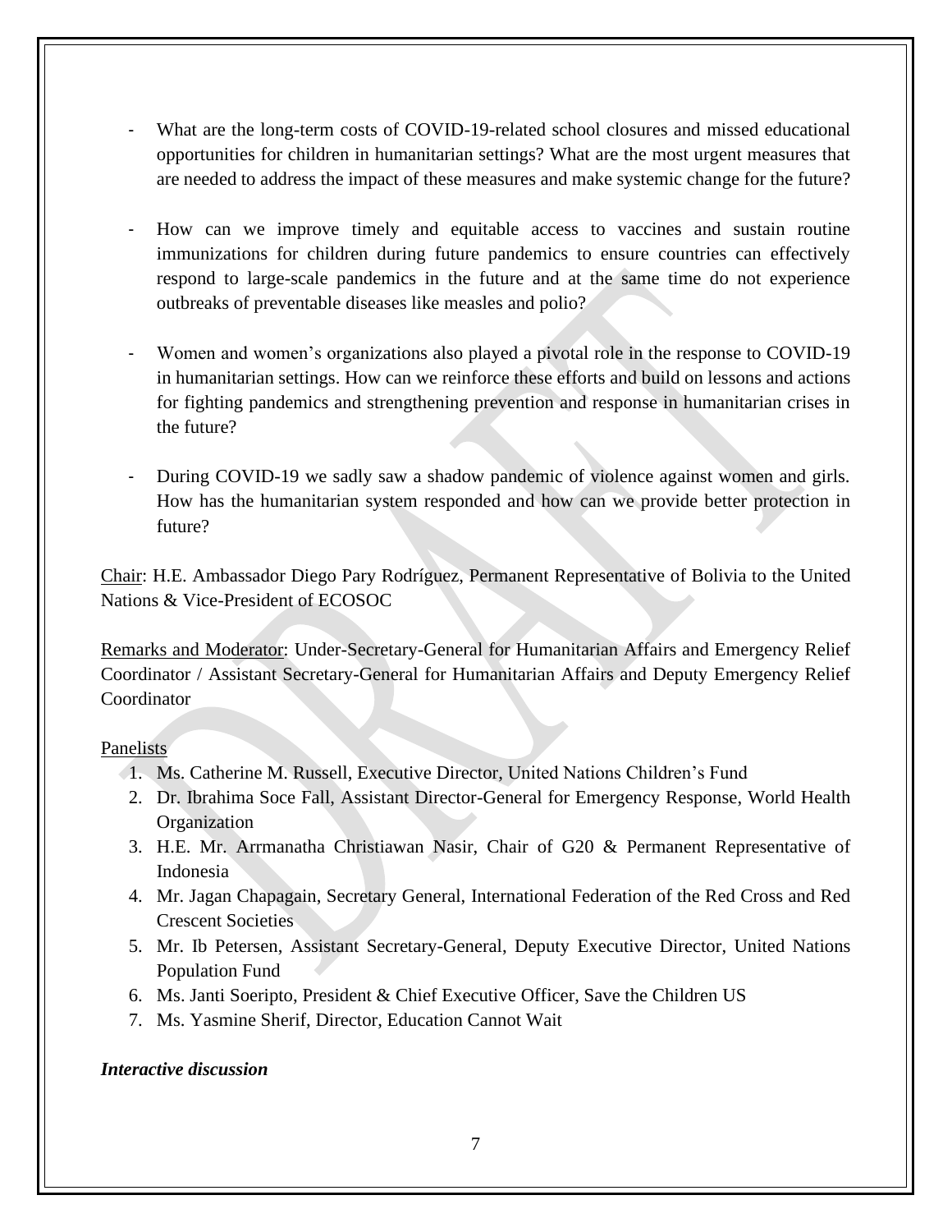- What are the long-term costs of COVID-19-related school closures and missed educational opportunities for children in humanitarian settings? What are the most urgent measures that are needed to address the impact of these measures and make systemic change for the future?

- How can we improve timely and equitable access to vaccines and sustain routine immunizations for children during future pandemics to ensure countries can effectively respond to large-scale pandemics in the future and at the same time do not experience outbreaks of preventable diseases like measles and polio?

- Women and women's organizations also played a pivotal role in the response to COVID-19 in humanitarian settings. How can we reinforce these efforts and build on lessons and actions for fighting pandemics and strengthening prevention and response in humanitarian crises in the future?

- During COVID-19 we sadly saw a shadow pandemic of violence against women and girls. How has the humanitarian system responded and how can we provide better protection in future?

<u>Chair</u>: H.E. Ambassador Diego Pary Rodríguez, Permanent Representative of Bolivia to the United Nations & Vice-President of ECOSOC

<u>Remarks and Moderator</u>: Under-Secretary-General for Humanitarian Affairs and Emergency Relief Coordinator / Assistant Secretary-General for Humanitarian Affairs and Deputy Emergency Relief Coordinator

<u>Panelists</u>

1. Ms. Catherine M. Russell, Executive Director, United Nations Children's Fund
2. Dr. Ibrahima Soce Fall, Assistant Director-General for Emergency Response, World Health Organization
3. H.E. Mr. Arrmanatha Christiawan Nasir, Chair of G20 & Permanent Representative of Indonesia
4. Mr. Jagan Chapagain, Secretary General, International Federation of the Red Cross and Red Crescent Societies
5. Mr. Ib Petersen, Assistant Secretary-General, Deputy Executive Director, United Nations Population Fund
6. Ms. Janti Soeripto, President & Chief Executive Officer, Save the Children US
7. Ms. Yasmine Sherif, Director, Education Cannot Wait

***Interactive discussion***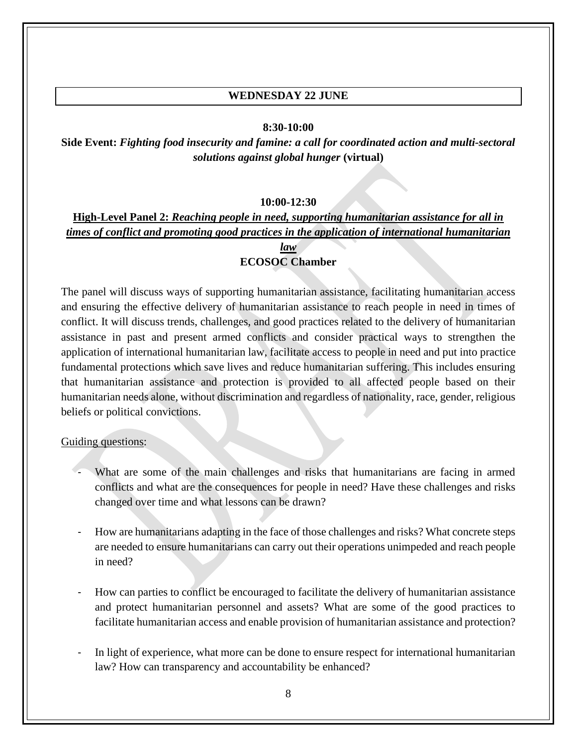## WEDNESDAY 22 JUNE

**8:30-10:00**

**Side Event:** ***Fighting food insecurity and famine: a call for coordinated action and multi-sectoral solutions against global hunger*** **(virtual)**

**10:00-12:30**

**High-Level Panel 2:** ***Reaching people in need, supporting humanitarian assistance for all in times of conflict and promoting good practices in the application of international humanitarian law***

**ECOSOC Chamber**

The panel will discuss ways of supporting humanitarian assistance, facilitating humanitarian access and ensuring the effective delivery of humanitarian assistance to reach people in need in times of conflict. It will discuss trends, challenges, and good practices related to the delivery of humanitarian assistance in past and present armed conflicts and consider practical ways to strengthen the application of international humanitarian law, facilitate access to people in need and put into practice fundamental protections which save lives and reduce humanitarian suffering. This includes ensuring that humanitarian assistance and protection is provided to all affected people based on their humanitarian needs alone, without discrimination and regardless of nationality, race, gender, religious beliefs or political convictions.

Guiding questions:

- What are some of the main challenges and risks that humanitarians are facing in armed conflicts and what are the consequences for people in need? Have these challenges and risks changed over time and what lessons can be drawn?

- How are humanitarians adapting in the face of those challenges and risks? What concrete steps are needed to ensure humanitarians can carry out their operations unimpeded and reach people in need?

- How can parties to conflict be encouraged to facilitate the delivery of humanitarian assistance and protect humanitarian personnel and assets? What are some of the good practices to facilitate humanitarian access and enable provision of humanitarian assistance and protection?

- In light of experience, what more can be done to ensure respect for international humanitarian law? How can transparency and accountability be enhanced?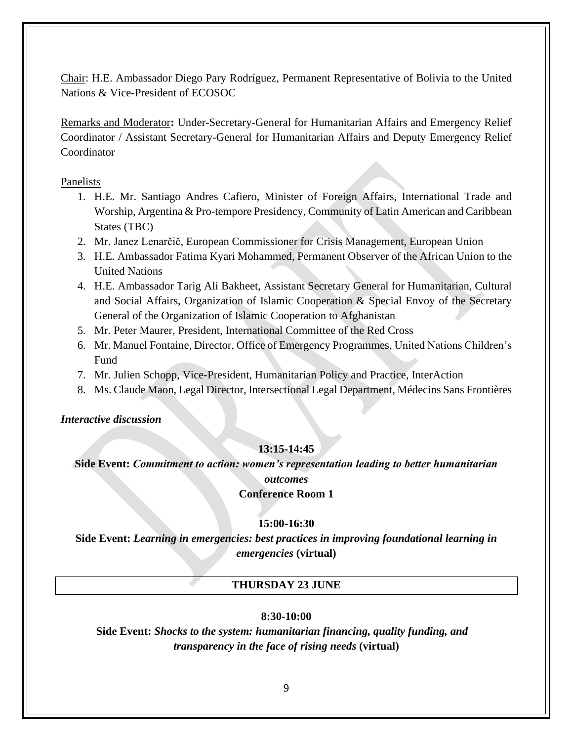Chair: H.E. Ambassador Diego Pary Rodríguez, Permanent Representative of Bolivia to the United Nations & Vice-President of ECOSOC

Remarks and Moderator**:** Under-Secretary-General for Humanitarian Affairs and Emergency Relief Coordinator / Assistant Secretary-General for Humanitarian Affairs and Deputy Emergency Relief Coordinator

Panelists

1. H.E. Mr. Santiago Andres Cafiero, Minister of Foreign Affairs, International Trade and Worship, Argentina & Pro-tempore Presidency, Community of Latin American and Caribbean States (TBC)
2. Mr. Janez Lenarčič, European Commissioner for Crisis Management, European Union
3. H.E. Ambassador Fatima Kyari Mohammed, Permanent Observer of the African Union to the United Nations
4. H.E. Ambassador Tarig Ali Bakheet, Assistant Secretary General for Humanitarian, Cultural and Social Affairs, Organization of Islamic Cooperation & Special Envoy of the Secretary General of the Organization of Islamic Cooperation to Afghanistan
5. Mr. Peter Maurer, President, International Committee of the Red Cross
6. Mr. Manuel Fontaine, Director, Office of Emergency Programmes, United Nations Children's Fund
7. Mr. Julien Schopp, Vice-President, Humanitarian Policy and Practice, InterAction
8. Ms. Claude Maon, Legal Director, Intersectional Legal Department, Médecins Sans Frontières

***Interactive discussion***

**13:15-14:45**

**Side Event:** ***Commitment to action: women's representation leading to better humanitarian outcomes***

**Conference Room 1**

**15:00-16:30**

**Side Event:** ***Learning in emergencies: best practices in improving foundational learning in emergencies*** **(virtual)**

## THURSDAY 23 JUNE

**8:30-10:00**

**Side Event:** ***Shocks to the system: humanitarian financing, quality funding, and transparency in the face of rising needs*** **(virtual)**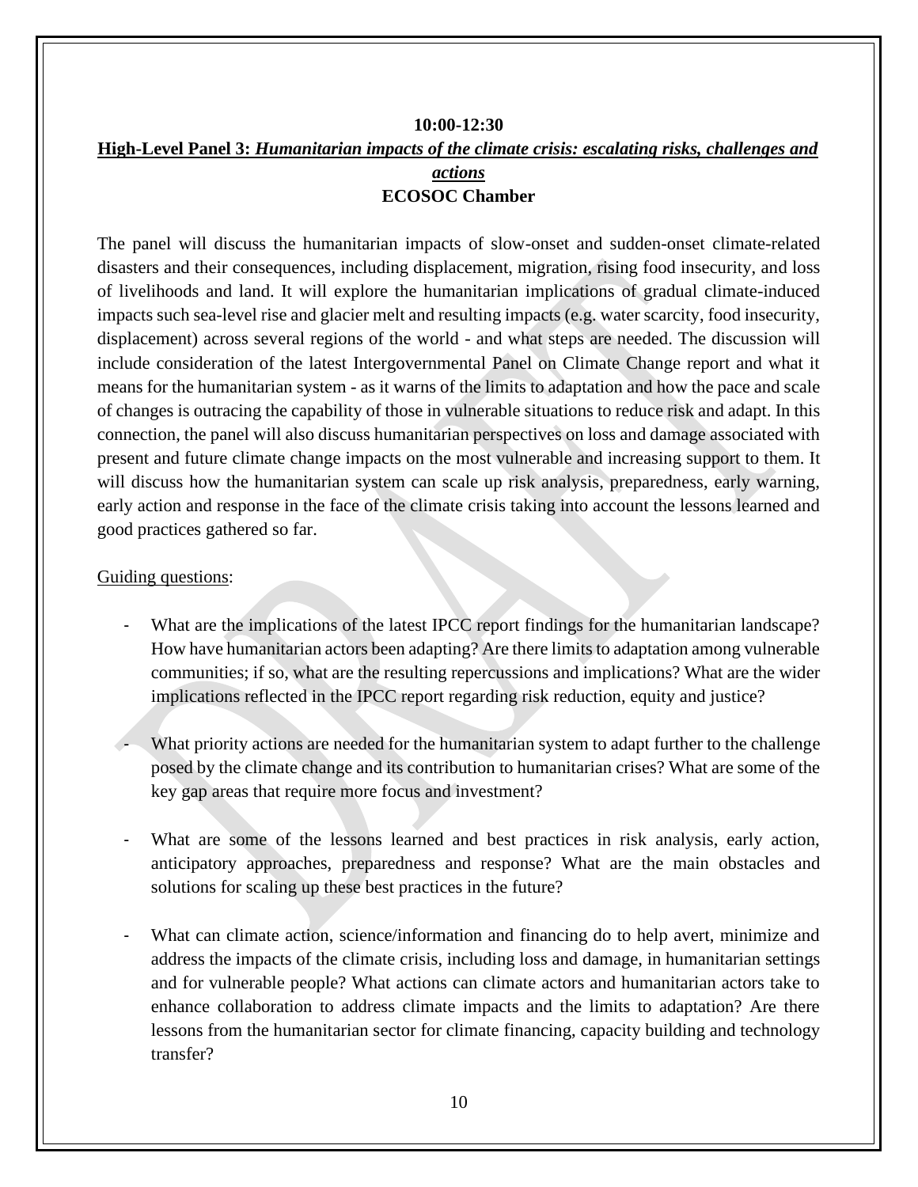**10:00-12:30**

**High-Level Panel 3:** ***Humanitarian impacts of the climate crisis: escalating risks, challenges and actions***

**ECOSOC Chamber**

The panel will discuss the humanitarian impacts of slow-onset and sudden-onset climate-related disasters and their consequences, including displacement, migration, rising food insecurity, and loss of livelihoods and land. It will explore the humanitarian implications of gradual climate-induced impacts such sea-level rise and glacier melt and resulting impacts (e.g. water scarcity, food insecurity, displacement) across several regions of the world - and what steps are needed. The discussion will include consideration of the latest Intergovernmental Panel on Climate Change report and what it means for the humanitarian system - as it warns of the limits to adaptation and how the pace and scale of changes is outracing the capability of those in vulnerable situations to reduce risk and adapt. In this connection, the panel will also discuss humanitarian perspectives on loss and damage associated with present and future climate change impacts on the most vulnerable and increasing support to them. It will discuss how the humanitarian system can scale up risk analysis, preparedness, early warning, early action and response in the face of the climate crisis taking into account the lessons learned and good practices gathered so far.

Guiding questions:

- What are the implications of the latest IPCC report findings for the humanitarian landscape? How have humanitarian actors been adapting? Are there limits to adaptation among vulnerable communities; if so, what are the resulting repercussions and implications? What are the wider implications reflected in the IPCC report regarding risk reduction, equity and justice?

- What priority actions are needed for the humanitarian system to adapt further to the challenge posed by the climate change and its contribution to humanitarian crises? What are some of the key gap areas that require more focus and investment?

- What are some of the lessons learned and best practices in risk analysis, early action, anticipatory approaches, preparedness and response? What are the main obstacles and solutions for scaling up these best practices in the future?

- What can climate action, science/information and financing do to help avert, minimize and address the impacts of the climate crisis, including loss and damage, in humanitarian settings and for vulnerable people? What actions can climate actors and humanitarian actors take to enhance collaboration to address climate impacts and the limits to adaptation? Are there lessons from the humanitarian sector for climate financing, capacity building and technology transfer?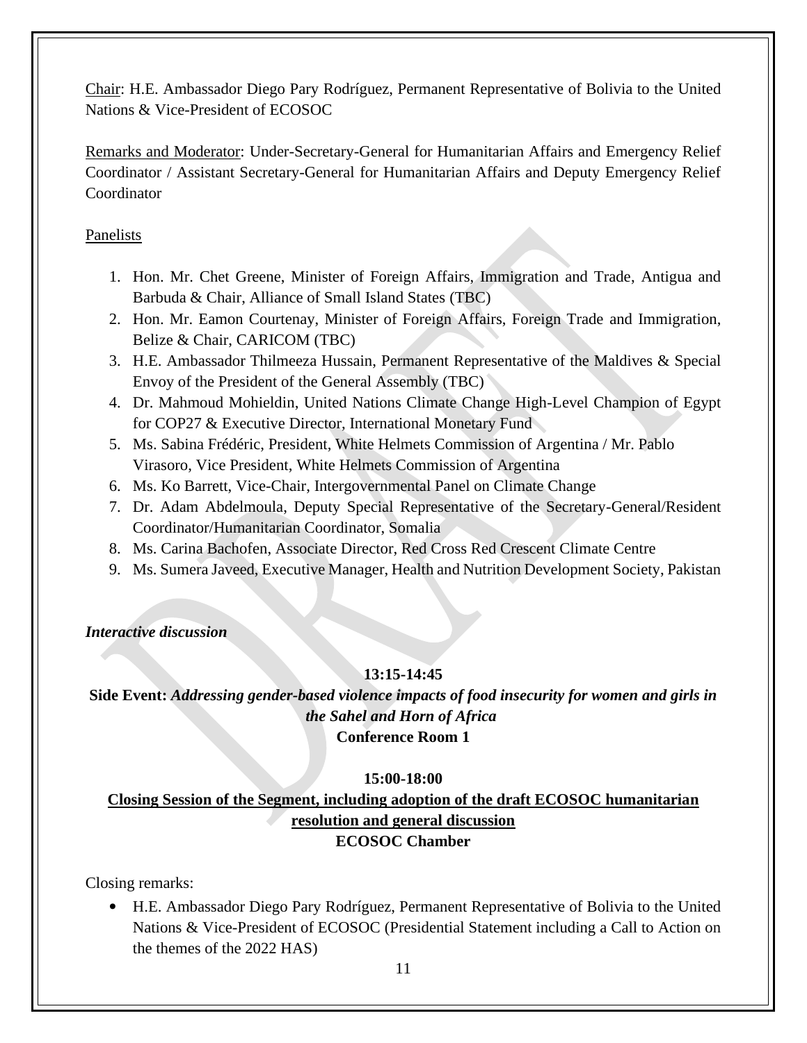Chair: H.E. Ambassador Diego Pary Rodríguez, Permanent Representative of Bolivia to the United Nations & Vice-President of ECOSOC

Remarks and Moderator: Under-Secretary-General for Humanitarian Affairs and Emergency Relief Coordinator / Assistant Secretary-General for Humanitarian Affairs and Deputy Emergency Relief Coordinator

Panelists

1. Hon. Mr. Chet Greene, Minister of Foreign Affairs, Immigration and Trade, Antigua and Barbuda & Chair, Alliance of Small Island States (TBC)
2. Hon. Mr. Eamon Courtenay, Minister of Foreign Affairs, Foreign Trade and Immigration, Belize & Chair, CARICOM (TBC)
3. H.E. Ambassador Thilmeeza Hussain, Permanent Representative of the Maldives & Special Envoy of the President of the General Assembly (TBC)
4. Dr. Mahmoud Mohieldin, United Nations Climate Change High-Level Champion of Egypt for COP27 & Executive Director, International Monetary Fund
5. Ms. Sabina Frédéric, President, White Helmets Commission of Argentina / Mr. Pablo Virasoro, Vice President, White Helmets Commission of Argentina
6. Ms. Ko Barrett, Vice-Chair, Intergovernmental Panel on Climate Change
7. Dr. Adam Abdelmoula, Deputy Special Representative of the Secretary-General/Resident Coordinator/Humanitarian Coordinator, Somalia
8. Ms. Carina Bachofen, Associate Director, Red Cross Red Crescent Climate Centre
9. Ms. Sumera Javeed, Executive Manager, Health and Nutrition Development Society, Pakistan

***Interactive discussion***

**13:15-14:45**

**Side Event:** ***Addressing gender-based violence impacts of food insecurity for women and girls in the Sahel and Horn of Africa***

**Conference Room 1**

**15:00-18:00**

**Closing Session of the Segment, including adoption of the draft ECOSOC humanitarian resolution and general discussion**

**ECOSOC Chamber**

Closing remarks:

- H.E. Ambassador Diego Pary Rodríguez, Permanent Representative of Bolivia to the United Nations & Vice-President of ECOSOC (Presidential Statement including a Call to Action on the themes of the 2022 HAS)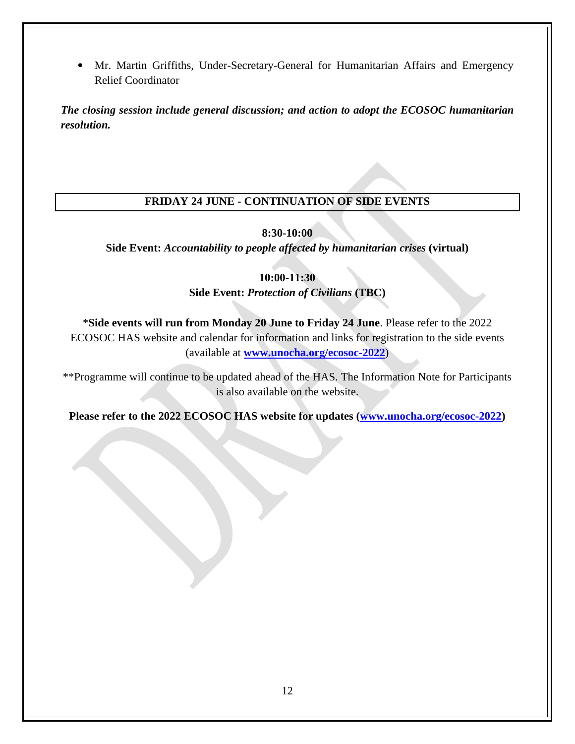- Mr. Martin Griffiths, Under-Secretary-General for Humanitarian Affairs and Emergency Relief Coordinator

***The closing session include general discussion; and action to adopt the ECOSOC humanitarian resolution.***

## FRIDAY 24 JUNE - CONTINUATION OF SIDE EVENTS

**8:30-10:00**

**Side Event:** ***Accountability to people affected by humanitarian crises*** **(virtual)**

**10:00-11:30**

**Side Event:** ***Protection of Civilians*** **(TBC)**

\***Side events will run from Monday 20 June to Friday 24 June**. Please refer to the 2022 ECOSOC HAS website and calendar for information and links for registration to the side events (available at **www.unocha.org/ecosoc-2022**)

\*\*Programme will continue to be updated ahead of the HAS. The Information Note for Participants is also available on the website.

**Please refer to the 2022 ECOSOC HAS website for updates (www.unocha.org/ecosoc-2022)**